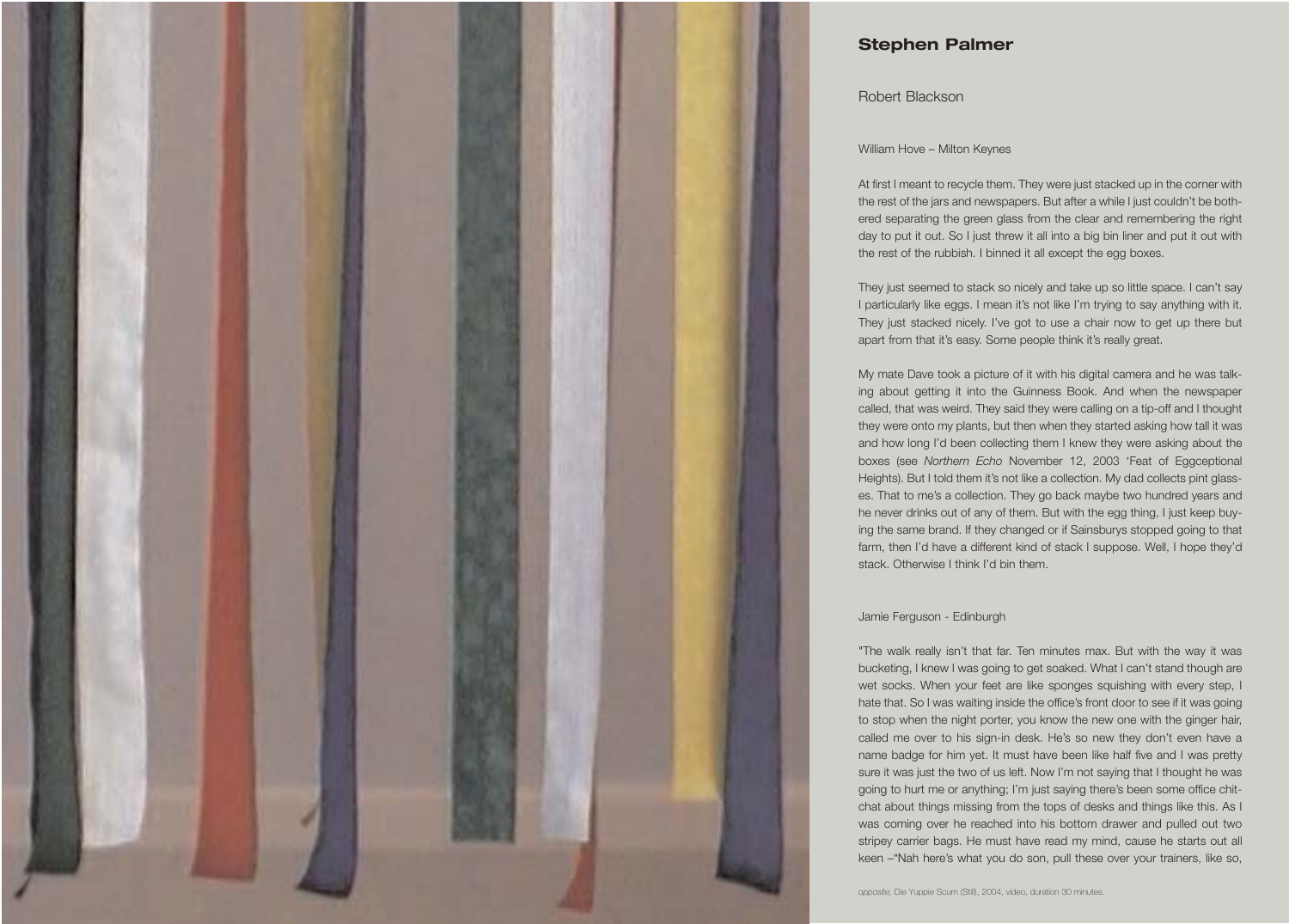## Stephen Palmer

Robert Blackson

William Hove – Milton Keynes

At first I meant to recycle them. They were just stacked up in the corner with the rest of the jars and newspapers. But after a while I just couldn't be bothered separating the green glass from the clear and remembering the right day to put it out. So I just threw it all into a big bin liner and put it out with the rest of the rubbish. I binned it all except the egg boxes.

They just seemed to stack so nicely and take up so little space. I can't say I particularly like eggs. I mean it's not like I'm trying to say anything with it. They just stacked nicely. I've got to use a chair now to get up there but apart from that it's easy. Some people think it's really great.

My mate Dave took a picture of it with his digital camera and he was talking about getting it into the Guinness Book. And when the newspaper called, that was weird. They said they were calling on a tip-off and I thought they were onto my plants, but then when they started asking how tall it was and how long I'd been collecting them I knew they were asking about the boxes (see *Northern Echo* November 12, 2003 'Feat of Eggceptional Heights). But I told them it's not like a collection. My dad collects pint glasses. That to me's a collection. They go back maybe two hundred years and he never drinks out of any of them. But with the egg thing, I just keep buying the same brand. If they changed or if Sainsburys stopped going to that farm, then I'd have a different kind of stack I suppose. Well, I hope they'd stack. Otherwise I think I'd bin them.

Jamie Ferguson - Edinburgh

"The walk really isn't that far. Ten minutes max. But with the way it was bucketing, I knew I was going to get soaked. What I can't stand though are wet socks. When your feet are like sponges squishing with every step, I hate that. So I was waiting inside the office's front door to see if it was going to stop when the night porter, you know the new one with the ginger hair, called me over to his sign-in desk. He's so new they don't even have a name badge for him yet. It must have been like half five and I was pretty sure it was just the two of us left. Now I'm not saying that I thought he was going to hurt me or anything; I'm just saying there's been some office chit-chat about things missing from the tops of desks and things like this. As I was coming over he reached into his bottom drawer and pulled out two stripey carrier bags. He must have read my mind, cause he starts out all keen –"Nah here's what you do son, pull these over your trainers, like so,

*opposite,* Die Yuppie Scum (Still), 2004, video, duration 30 minutes.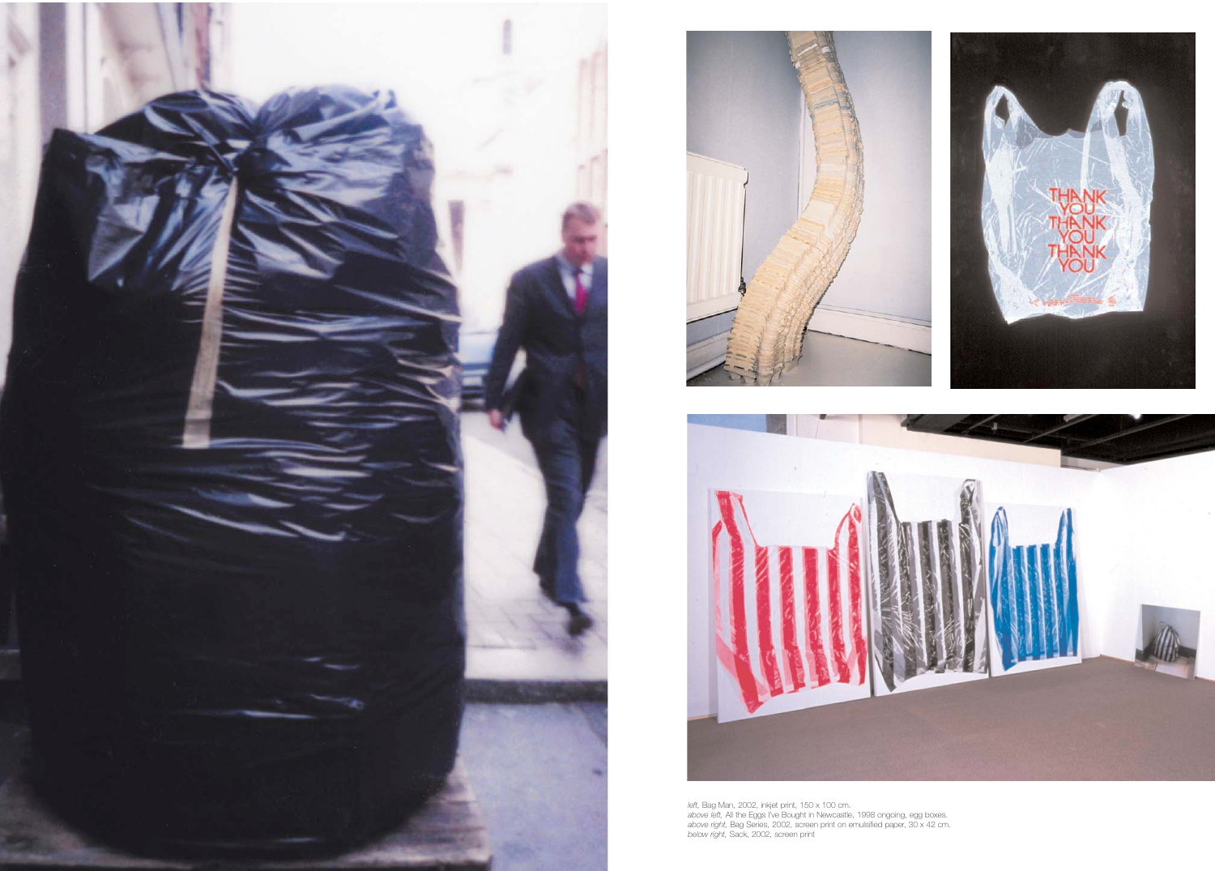*left*, Bag Man, 2002, inkjet print, 150 x 100 cm.
*above left*, All the Eggs I've Bought in Newcastle, 1998 ongoing, egg boxes.
*above right*, Bag Series, 2002, screen print on emulsified paper, 30 x 42 cm.
*below right*, Sack, 2002, screen print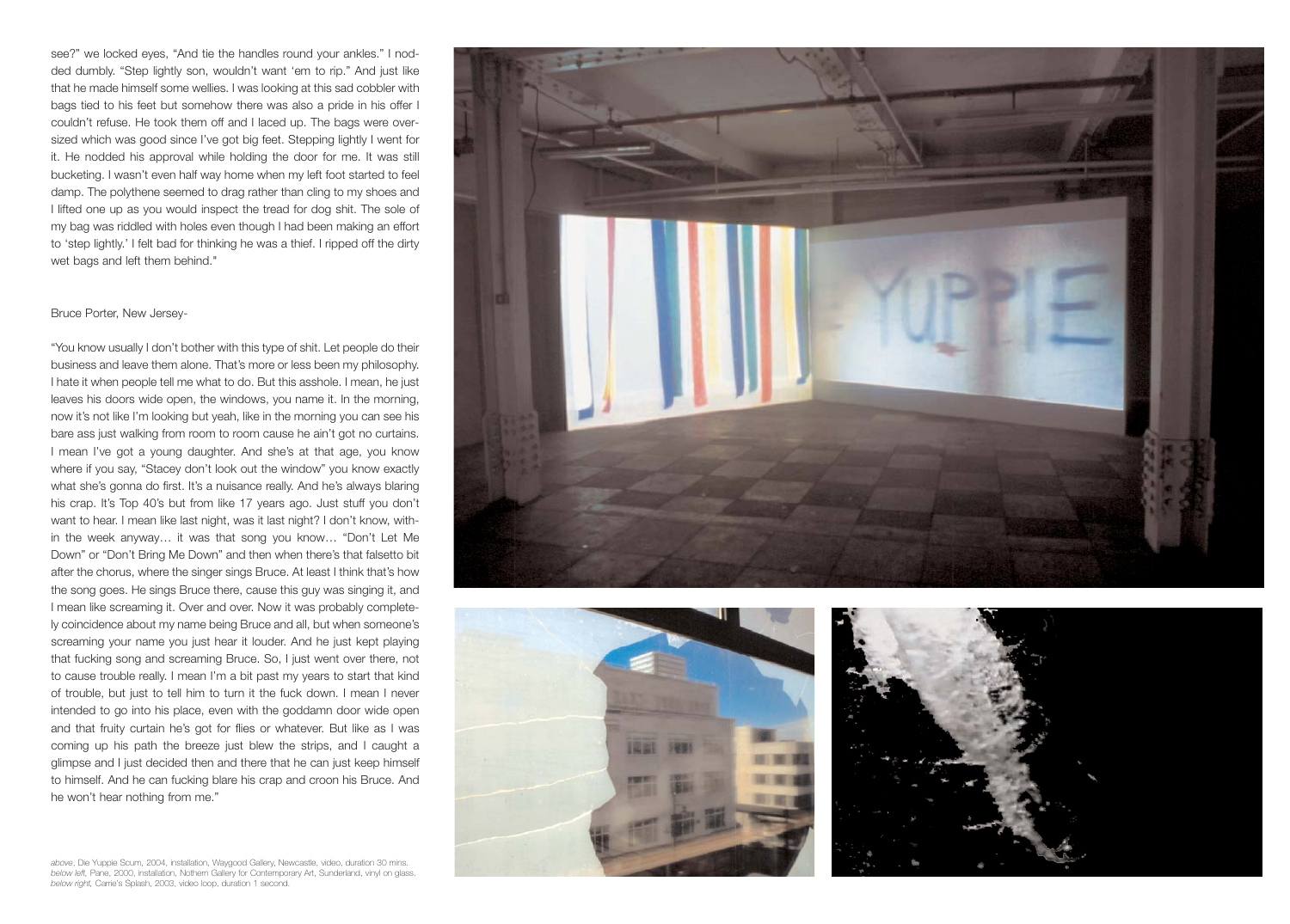see?" we locked eyes, "And tie the handles round your ankles." I nodded dumbly. "Step lightly son, wouldn't want 'em to rip." And just like that he made himself some wellies. I was looking at this sad cobbler with bags tied to his feet but somehow there was also a pride in his offer I couldn't refuse. He took them off and I laced up. The bags were oversized which was good since I've got big feet. Stepping lightly I went for it. He nodded his approval while holding the door for me. It was still bucketing. I wasn't even half way home when my left foot started to feel damp. The polythene seemed to drag rather than cling to my shoes and I lifted one up as you would inspect the tread for dog shit. The sole of my bag was riddled with holes even though I had been making an effort to 'step lightly.' I felt bad for thinking he was a thief. I ripped off the dirty wet bags and left them behind."

Bruce Porter, New Jersey-

"You know usually I don't bother with this type of shit. Let people do their business and leave them alone. That's more or less been my philosophy. I hate it when people tell me what to do. But this asshole. I mean, he just leaves his doors wide open, the windows, you name it. In the morning, now it's not like I'm looking but yeah, like in the morning you can see his bare ass just walking from room to room cause he ain't got no curtains. I mean I've got a young daughter. And she's at that age, you know where if you say, "Stacey don't look out the window" you know exactly what she's gonna do first. It's a nuisance really. And he's always blaring his crap. It's Top 40's but from like 17 years ago. Just stuff you don't want to hear. I mean like last night, was it last night? I don't know, within the week anyway… it was that song you know… "Don't Let Me Down" or "Don't Bring Me Down" and then when there's that falsetto bit after the chorus, where the singer sings Bruce. At least I think that's how the song goes. He sings Bruce there, cause this guy was singing it, and I mean like screaming it. Over and over. Now it was probably completely coincidence about my name being Bruce and all, but when someone's screaming your name you just hear it louder. And he just kept playing that fucking song and screaming Bruce. So, I just went over there, not to cause trouble really. I mean I'm a bit past my years to start that kind of trouble, but just to tell him to turn it the fuck down. I mean I never intended to go into his place, even with the goddamn door wide open and that fruity curtain he's got for flies or whatever. But like as I was coming up his path the breeze just blew the strips, and I caught a glimpse and I just decided then and there that he can just keep himself to himself. And he can fucking blare his crap and croon his Bruce. And he won't hear nothing from me."

*above*, Die Yuppie Scum, 2004, installation, Waygood Gallery, Newcastle, video, duration 30 mins.
*below left*, Pane, 2000, installation, Nothern Gallery for Contemporary Art, Sunderland, vinyl on glass.
*below right*, Carrie's Splash, 2003, video loop, duration 1 second.